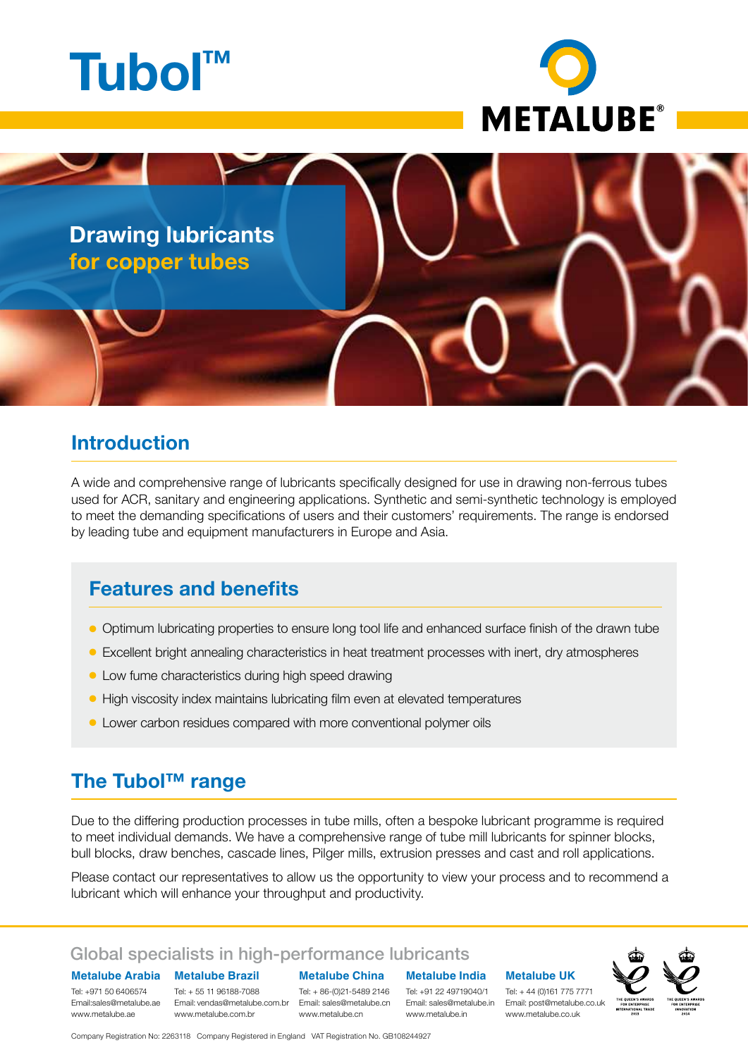# Tubol™

METALUBE®

## Drawing lubricants for copper tubes

## Introduction

A wide and comprehensive range of lubricants specifically designed for use in drawing non-ferrous tubes used for ACR, sanitary and engineering applications. Synthetic and semi-synthetic technology is employed to meet the demanding specifications of users and their customers' requirements. The range is endorsed by leading tube and equipment manufacturers in Europe and Asia.

## Features and benefits

- Optimum lubricating properties to ensure long tool life and enhanced surface finish of the drawn tube
- Excellent bright annealing characteristics in heat treatment processes with inert, dry atmospheres
- Low fume characteristics during high speed drawing
- High viscosity index maintains lubricating film even at elevated temperatures
- Lower carbon residues compared with more conventional polymer oils

## The Tubol™ range

Due to the differing production processes in tube mills, often a bespoke lubricant programme is required to meet individual demands. We have a comprehensive range of tube mill lubricants for spinner blocks, bull blocks, draw benches, cascade lines, Pilger mills, extrusion presses and cast and roll applications.

Please contact our representatives to allow us the opportunity to view your process and to recommend a lubricant which will enhance your throughput and productivity.

Global specialists in high-performance lubricants

**Metalube Arabia**
Tel: +971 50 6406574
Email:sales@metalube.ae
www.metalube.ae

**Metalube Brazil**
Tel: + 55 11 96188-7088
Email: vendas@metalube.com.br
www.metalube.com.br

**Metalube China**
Tel: + 86-(0)21-5489 2146
Email: sales@metalube.cn
www.metalube.cn

**Metalube India**
Tel: +91 22 49719040/1
Email: sales@metalube.in
www.metalube.in

**Metalube UK**
Tel: + 44 (0)161 775 7771
Email: post@metalube.co.uk
www.metalube.co.uk

The Queen's Awards for Enterprise International Trade 2013 — The Queen's Awards for Enterprise Innovation 2014

Company Registration No: 2263118 Company Registered in England VAT Registration No. GB108244927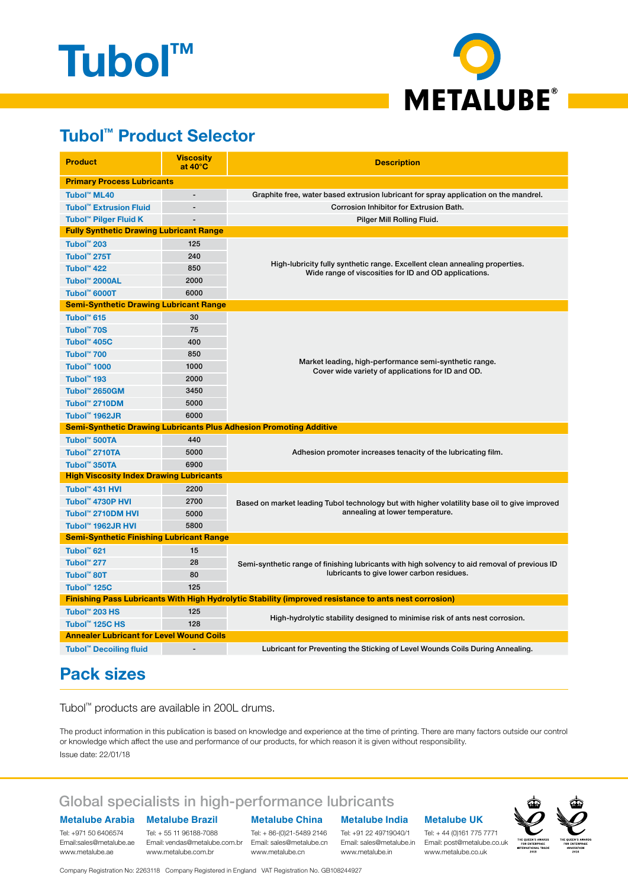# Tubol™

METALUBE®

## Tubol™ Product Selector

| Product | Viscosity at 40°C | Description |
|---|---|---|
| **Primary Process Lubricants** | | |
| Tubol™ ML40 | - | Graphite free, water based extrusion lubricant for spray application on the mandrel. |
| Tubol™ Extrusion Fluid | - | Corrosion Inhibitor for Extrusion Bath. |
| Tubol™ Pilger Fluid K | - | Pilger Mill Rolling Fluid. |
| **Fully Synthetic Drawing Lubricant Range** | | |
| Tubol™ 203 | 125 | High-lubricity fully synthetic range. Excellent clean annealing properties. Wide range of viscosities for ID and OD applications. |
| Tubol™ 275T | 240 | |
| Tubol™ 422 | 850 | |
| Tubol™ 2000AL | 2000 | |
| Tubol™ 6000T | 6000 | |
| **Semi-Synthetic Drawing Lubricant Range** | | |
| Tubol™ 615 | 30 | Market leading, high-performance semi-synthetic range. Cover wide variety of applications for ID and OD. |
| Tubol™ 70S | 75 | |
| Tubol™ 405C | 400 | |
| Tubol™ 700 | 850 | |
| Tubol™ 1000 | 1000 | |
| Tubol™ 193 | 2000 | |
| Tubol™ 2650GM | 3450 | |
| Tubol™ 2710DM | 5000 | |
| Tubol™ 1962JR | 6000 | |
| **Semi-Synthetic Drawing Lubricants Plus Adhesion Promoting Additive** | | |
| Tubol™ 500TA | 440 | Adhesion promoter increases tenacity of the lubricating film. |
| Tubol™ 2710TA | 5000 | |
| Tubol™ 350TA | 6900 | |
| **High Viscosity Index Drawing Lubricants** | | |
| Tubol™ 431 HVI | 2200 | Based on market leading Tubol technology but with higher volatility base oil to give improved annealing at lower temperature. |
| Tubol™ 4730P HVI | 2700 | |
| Tubol™ 2710DM HVI | 5000 | |
| Tubol™ 1962JR HVI | 5800 | |
| **Semi-Synthetic Finishing Lubricant Range** | | |
| Tubol™ 621 | 15 | Semi-synthetic range of finishing lubricants with high solvency to aid removal of previous ID lubricants to give lower carbon residues. |
| Tubol™ 277 | 28 | |
| Tubol™ 80T | 80 | |
| Tubol™ 125C | 125 | |
| **Finishing Pass Lubricants With High Hydrolytic Stability (improved resistance to ants nest corrosion)** | | |
| Tubol™ 203 HS | 125 | High-hydrolytic stability designed to minimise risk of ants nest corrosion. |
| Tubol™ 125C HS | 128 | |
| **Annealer Lubricant for Level Wound Coils** | | |
| Tubol™ Decoiling fluid | - | Lubricant for Preventing the Sticking of Level Wounds Coils During Annealing. |

## Pack sizes

Tubol™ products are available in 200L drums.

The product information in this publication is based on knowledge and experience at the time of printing. There are many factors outside our control or knowledge which affect the use and performance of our products, for which reason it is given without responsibility.

Issue date: 22/01/18

Global specialists in high-performance lubricants

**Metalube Arabia**
Tel: +971 50 6406574
Email:sales@metalube.ae
www.metalube.ae

**Metalube Brazil**
Tel: + 55 11 96188-7088
Email: vendas@metalube.com.br
www.metalube.com.br

**Metalube China**
Tel: + 86-(0)21-5489 2146
Email: sales@metalube.cn
www.metalube.cn

**Metalube India**
Tel: +91 22 49719040/1
Email: sales@metalube.in
www.metalube.in

**Metalube UK**
Tel: + 44 (0)161 775 7771
Email: post@metalube.co.uk
www.metalube.co.uk

THE QUEEN'S AWARDS FOR ENTERPRISE: INTERNATIONAL TRADE 2015
THE QUEEN'S AWARDS FOR ENTERPRISE: INNOVATION 2014

Company Registration No: 2263118 Company Registered in England VAT Registration No. GB108244927